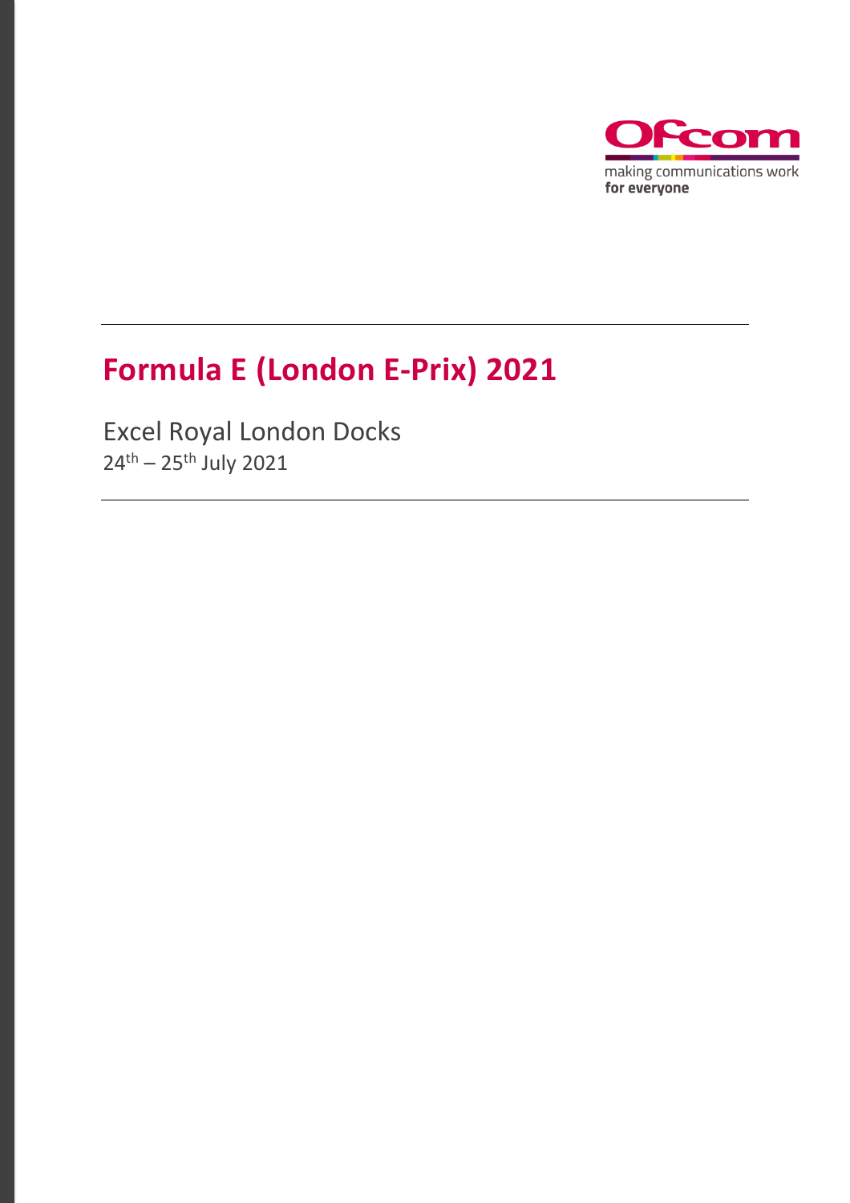Ofcom

making communications work
**for everyone**

# Formula E (London E-Prix) 2021

Excel Royal London Docks

24th – 25th July 2021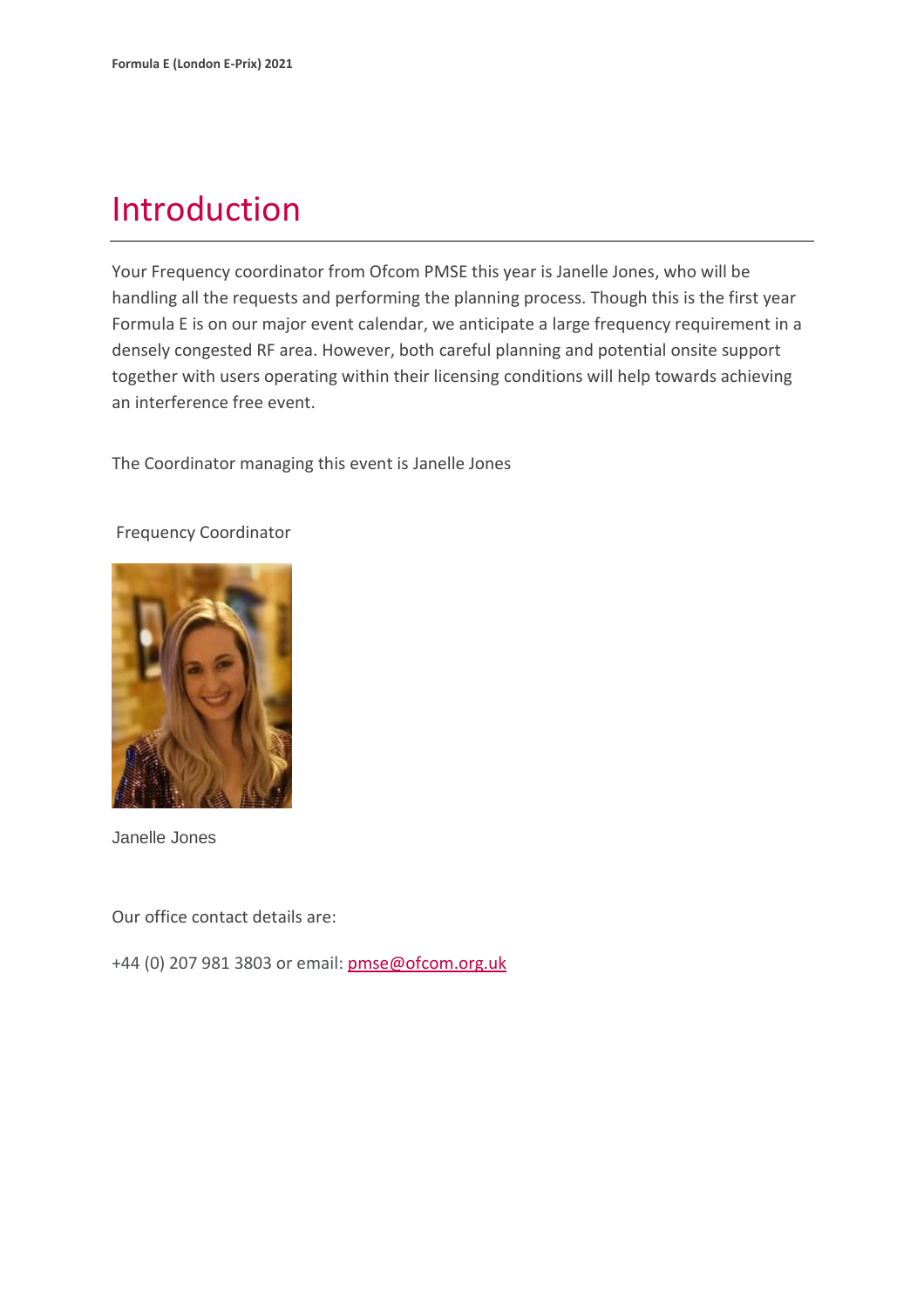# Introduction

Your Frequency coordinator from Ofcom PMSE this year is Janelle Jones, who will be handling all the requests and performing the planning process. Though this is the first year Formula E is on our major event calendar, we anticipate a large frequency requirement in a densely congested RF area. However, both careful planning and potential onsite support together with users operating within their licensing conditions will help towards achieving an interference free event.

The Coordinator managing this event is Janelle Jones

Frequency Coordinator

Janelle Jones

Our office contact details are:

+44 (0) 207 981 3803 or email: pmse@ofcom.org.uk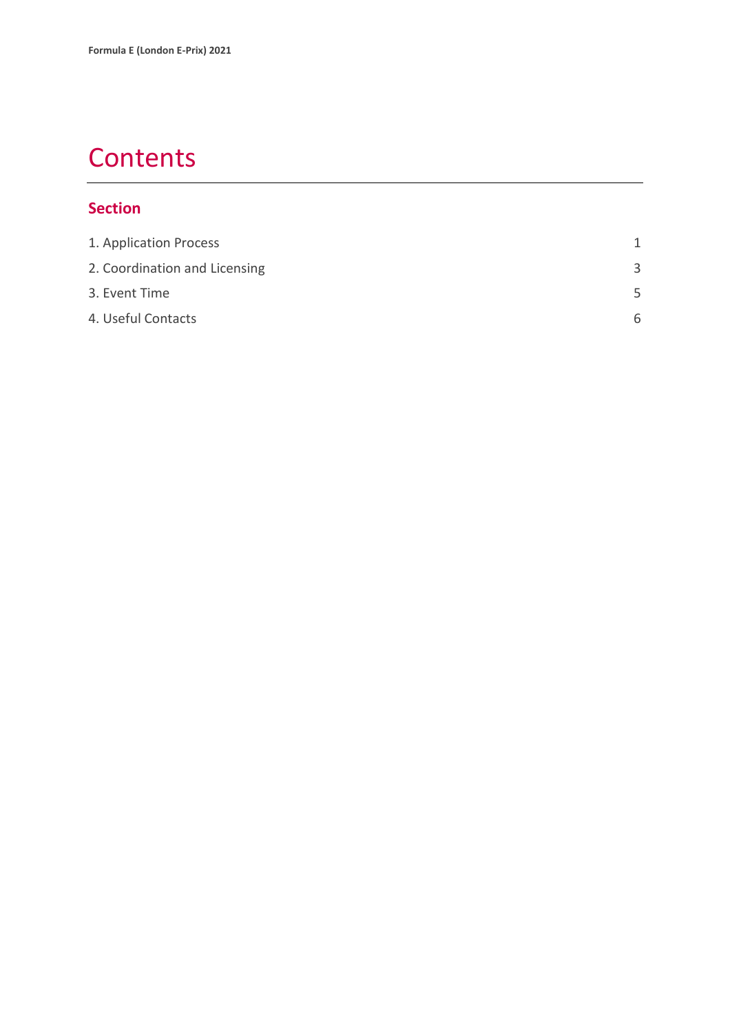# Contents

## Section

| | |
|---|---|
| 1. Application Process | 1 |
| 2. Coordination and Licensing | 3 |
| 3. Event Time | 5 |
| 4. Useful Contacts | 6 |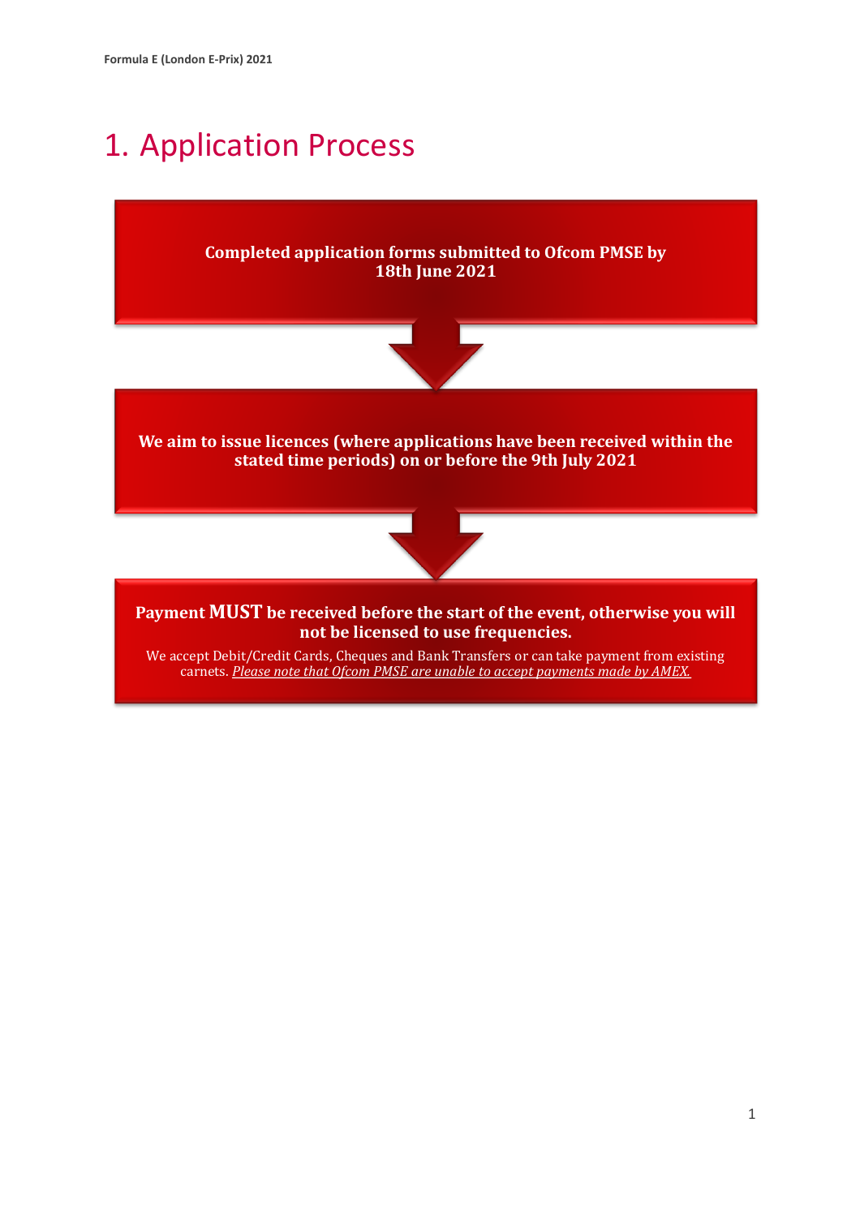# 1. Application Process

**Completed application forms submitted to Ofcom PMSE by 18th June 2021**

**We aim to issue licences (where applications have been received within the stated time periods) on or before the 9th July 2021**

**Payment MUST be received before the start of the event, otherwise you will not be licensed to use frequencies.**

We accept Debit/Credit Cards, Cheques and Bank Transfers or can take payment from existing carnets. *Please note that Ofcom PMSE are unable to accept payments made by AMEX.*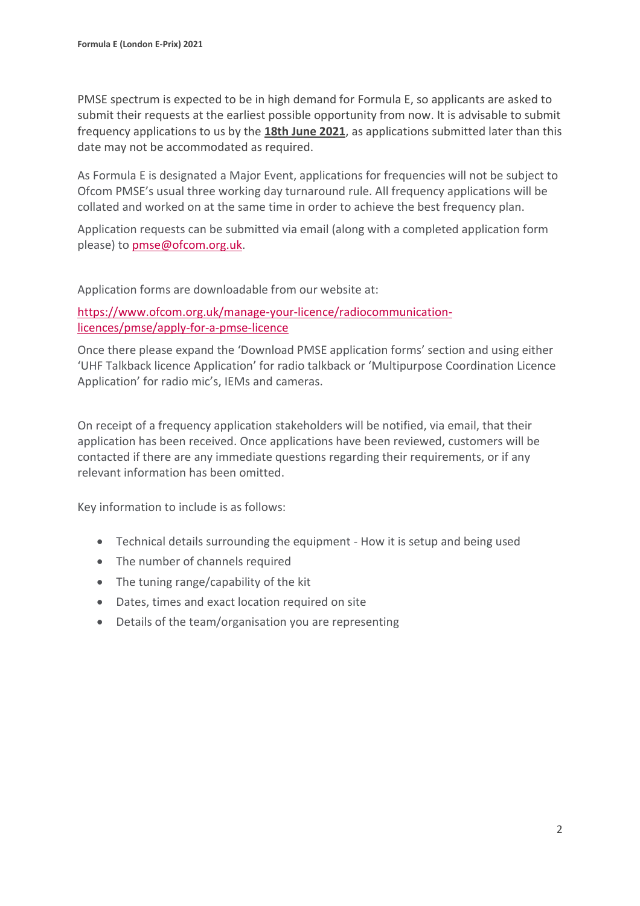PMSE spectrum is expected to be in high demand for Formula E, so applicants are asked to submit their requests at the earliest possible opportunity from now. It is advisable to submit frequency applications to us by the **18th June 2021**, as applications submitted later than this date may not be accommodated as required.

As Formula E is designated a Major Event, applications for frequencies will not be subject to Ofcom PMSE's usual three working day turnaround rule. All frequency applications will be collated and worked on at the same time in order to achieve the best frequency plan.

Application requests can be submitted via email (along with a completed application form please) to [pmse@ofcom.org.uk](mailto:pmse@ofcom.org.uk).

Application forms are downloadable from our website at:

[https://www.ofcom.org.uk/manage-your-licence/radiocommunication-licences/pmse/apply-for-a-pmse-licence](https://www.ofcom.org.uk/manage-your-licence/radiocommunication-licences/pmse/apply-for-a-pmse-licence)

Once there please expand the 'Download PMSE application forms' section and using either 'UHF Talkback licence Application' for radio talkback or 'Multipurpose Coordination Licence Application' for radio mic's, IEMs and cameras.

On receipt of a frequency application stakeholders will be notified, via email, that their application has been received. Once applications have been reviewed, customers will be contacted if there are any immediate questions regarding their requirements, or if any relevant information has been omitted.

Key information to include is as follows:

- Technical details surrounding the equipment - How it is setup and being used
- The number of channels required
- The tuning range/capability of the kit
- Dates, times and exact location required on site
- Details of the team/organisation you are representing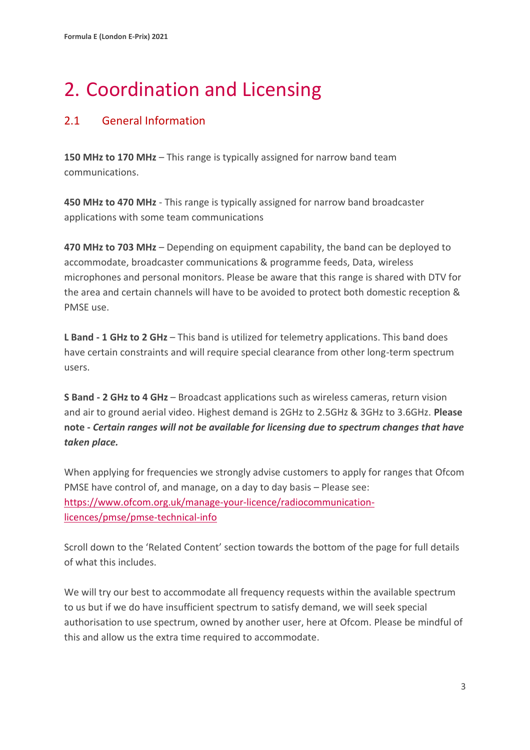# 2. Coordination and Licensing

## 2.1 General Information

**150 MHz to 170 MHz** – This range is typically assigned for narrow band team communications.

**450 MHz to 470 MHz** - This range is typically assigned for narrow band broadcaster applications with some team communications

**470 MHz to 703 MHz** – Depending on equipment capability, the band can be deployed to accommodate, broadcaster communications & programme feeds, Data, wireless microphones and personal monitors. Please be aware that this range is shared with DTV for the area and certain channels will have to be avoided to protect both domestic reception & PMSE use.

**L Band - 1 GHz to 2 GHz** – This band is utilized for telemetry applications. This band does have certain constraints and will require special clearance from other long-term spectrum users.

**S Band - 2 GHz to 4 GHz** – Broadcast applications such as wireless cameras, return vision and air to ground aerial video. Highest demand is 2GHz to 2.5GHz & 3GHz to 3.6GHz. **Please note -** ***Certain ranges will not be available for licensing due to spectrum changes that have taken place.***

When applying for frequencies we strongly advise customers to apply for ranges that Ofcom PMSE have control of, and manage, on a day to day basis – Please see: [https://www.ofcom.org.uk/manage-your-licence/radiocommunication-licences/pmse/pmse-technical-info](https://www.ofcom.org.uk/manage-your-licence/radiocommunication-licences/pmse/pmse-technical-info)

Scroll down to the 'Related Content' section towards the bottom of the page for full details of what this includes.

We will try our best to accommodate all frequency requests within the available spectrum to us but if we do have insufficient spectrum to satisfy demand, we will seek special authorisation to use spectrum, owned by another user, here at Ofcom. Please be mindful of this and allow us the extra time required to accommodate.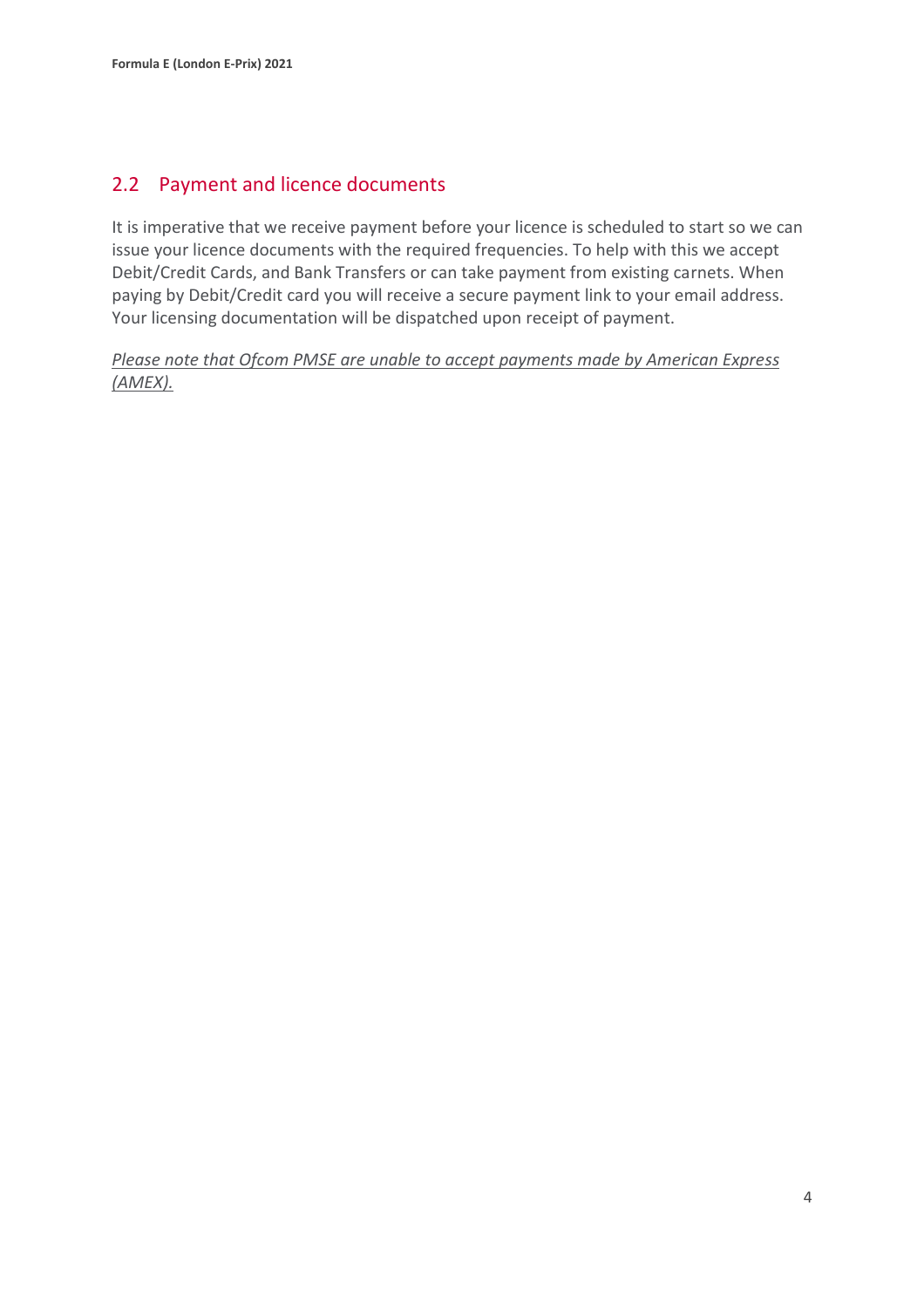## 2.2 Payment and licence documents

It is imperative that we receive payment before your licence is scheduled to start so we can issue your licence documents with the required frequencies. To help with this we accept Debit/Credit Cards, and Bank Transfers or can take payment from existing carnets. When paying by Debit/Credit card you will receive a secure payment link to your email address. Your licensing documentation will be dispatched upon receipt of payment.

*Please note that Ofcom PMSE are unable to accept payments made by American Express (AMEX).*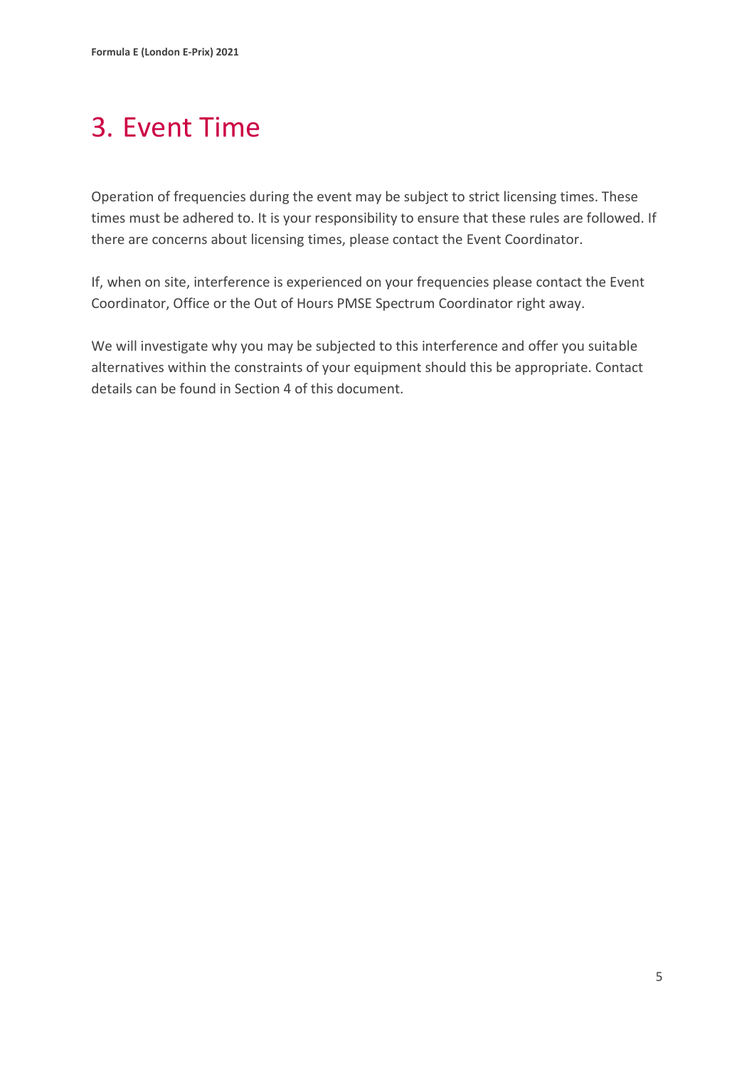# 3. Event Time

Operation of frequencies during the event may be subject to strict licensing times. These times must be adhered to. It is your responsibility to ensure that these rules are followed. If there are concerns about licensing times, please contact the Event Coordinator.

If, when on site, interference is experienced on your frequencies please contact the Event Coordinator, Office or the Out of Hours PMSE Spectrum Coordinator right away.

We will investigate why you may be subjected to this interference and offer you suitable alternatives within the constraints of your equipment should this be appropriate. Contact details can be found in Section 4 of this document.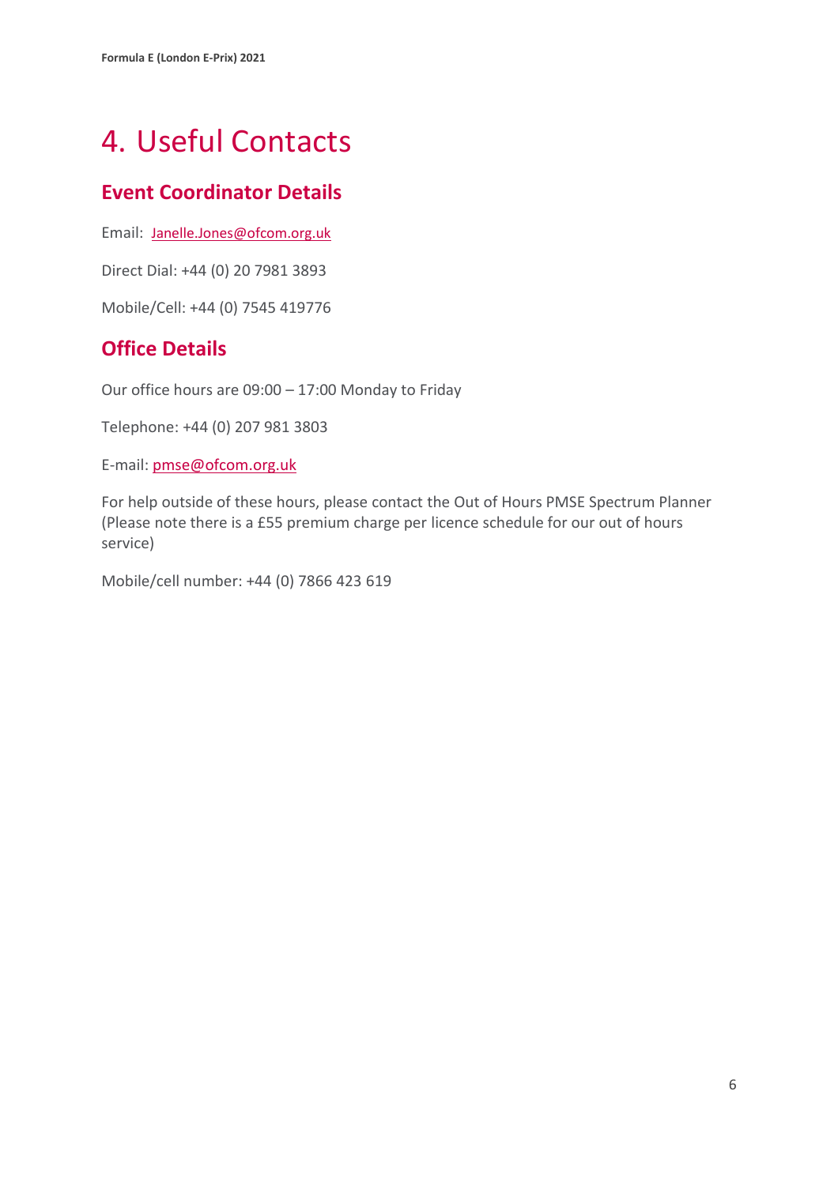# 4. Useful Contacts

## Event Coordinator Details

Email: Janelle.Jones@ofcom.org.uk

Direct Dial: +44 (0) 20 7981 3893

Mobile/Cell: +44 (0) 7545 419776

## Office Details

Our office hours are 09:00 – 17:00 Monday to Friday

Telephone: +44 (0) 207 981 3803

E-mail: pmse@ofcom.org.uk

For help outside of these hours, please contact the Out of Hours PMSE Spectrum Planner (Please note there is a £55 premium charge per licence schedule for our out of hours service)

Mobile/cell number: +44 (0) 7866 423 619